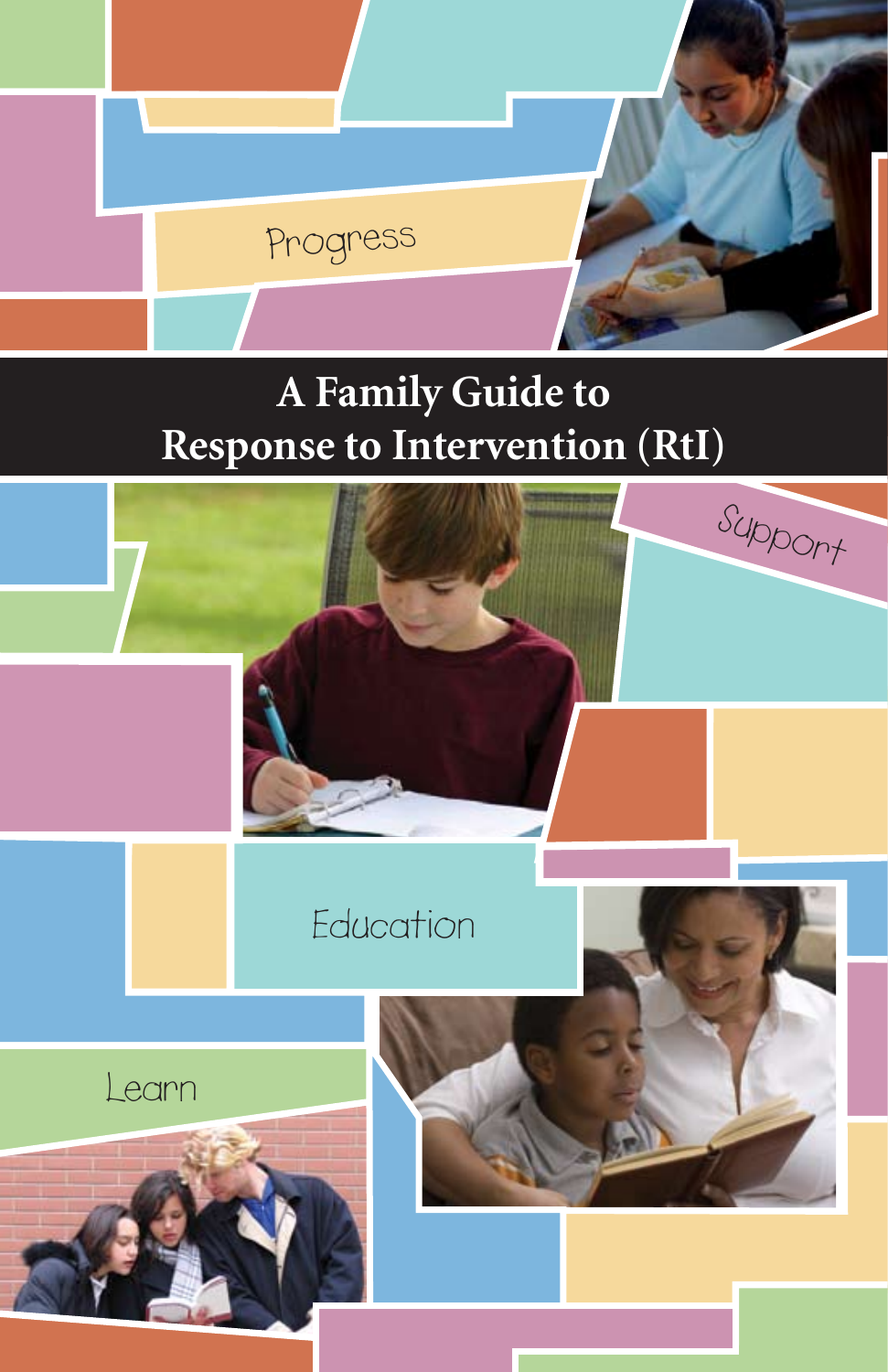Progress

# A Family Guide to Response to Intervention (RtI)

Support

Education

Learn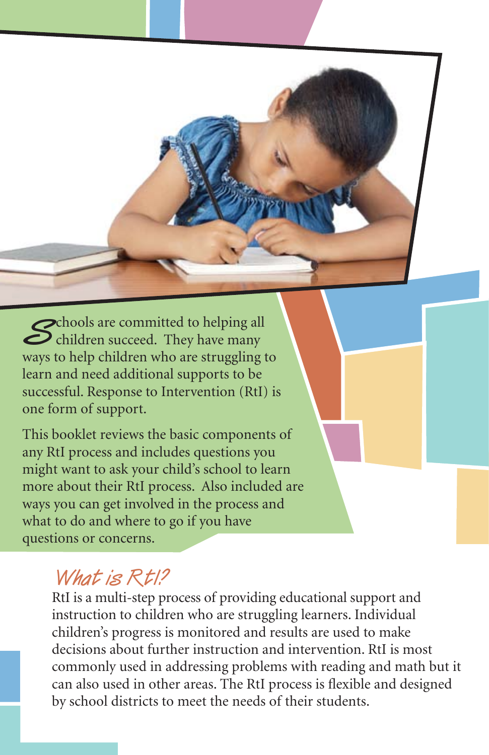Schools are committed to helping all children succeed. They have many ways to help children who are struggling to learn and need additional supports to be successful. Response to Intervention (RtI) is one form of support.

This booklet reviews the basic components of any RtI process and includes questions you might want to ask your child's school to learn more about their RtI process. Also included are ways you can get involved in the process and what to do and where to go if you have questions or concerns.

## What is RtI?

RtI is a multi-step process of providing educational support and instruction to children who are struggling learners. Individual children's progress is monitored and results are used to make decisions about further instruction and intervention. RtI is most commonly used in addressing problems with reading and math but it can also used in other areas. The RtI process is flexible and designed by school districts to meet the needs of their students.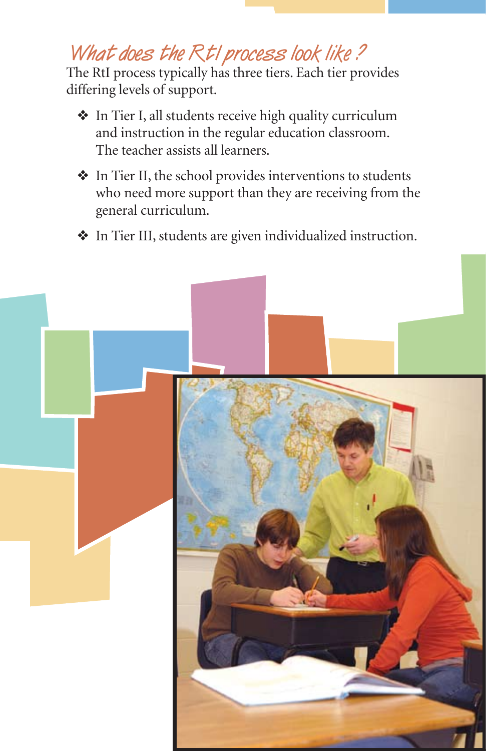## What does the RtI process look like?

The RtI process typically has three tiers. Each tier provides differing levels of support.

- In Tier I, all students receive high quality curriculum and instruction in the regular education classroom. The teacher assists all learners.
- In Tier II, the school provides interventions to students who need more support than they are receiving from the general curriculum.
- In Tier III, students are given individualized instruction.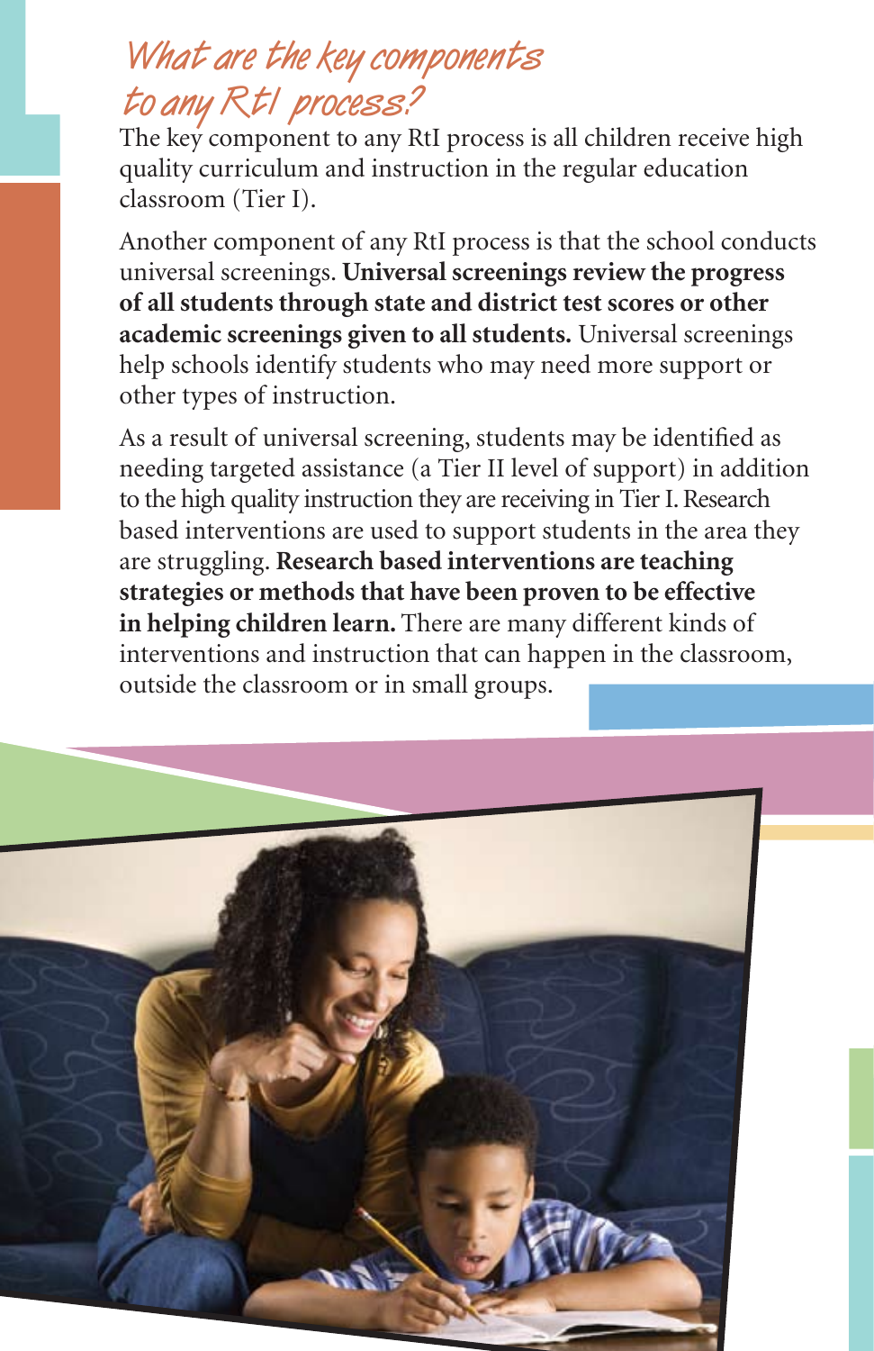## What are the key components to any RtI process?

The key component to any RtI process is all children receive high quality curriculum and instruction in the regular education classroom (Tier I).

Another component of any RtI process is that the school conducts universal screenings. **Universal screenings review the progress of all students through state and district test scores or other academic screenings given to all students.** Universal screenings help schools identify students who may need more support or other types of instruction.

As a result of universal screening, students may be identified as needing targeted assistance (a Tier II level of support) in addition to the high quality instruction they are receiving in Tier I. Research based interventions are used to support students in the area they are struggling. **Research based interventions are teaching strategies or methods that have been proven to be effective in helping children learn.** There are many different kinds of interventions and instruction that can happen in the classroom, outside the classroom or in small groups.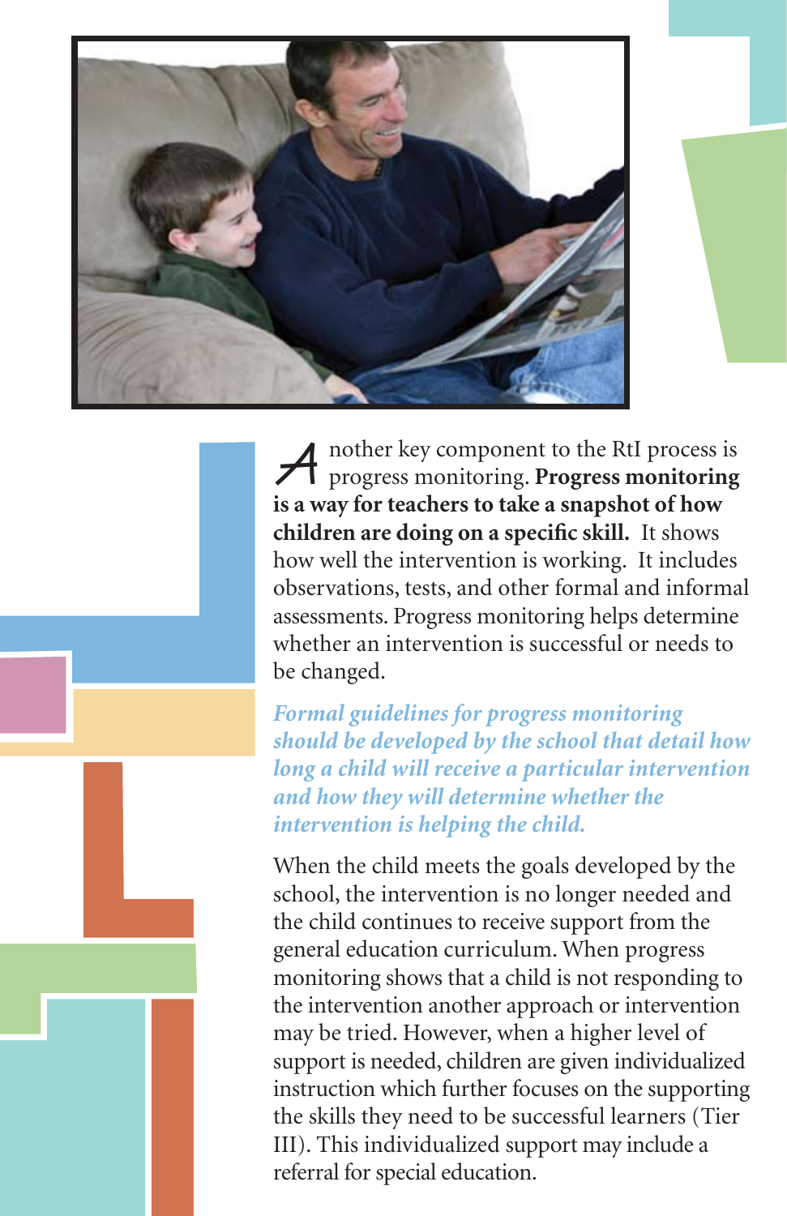Another key component to the RtI process is progress monitoring. **Progress monitoring is a way for teachers to take a snapshot of how children are doing on a specific skill.** It shows how well the intervention is working. It includes observations, tests, and other formal and informal assessments. Progress monitoring helps determine whether an intervention is successful or needs to be changed.

***Formal guidelines for progress monitoring should be developed by the school that detail how long a child will receive a particular intervention and how they will determine whether the intervention is helping the child.***

When the child meets the goals developed by the school, the intervention is no longer needed and the child continues to receive support from the general education curriculum. When progress monitoring shows that a child is not responding to the intervention another approach or intervention may be tried. However, when a higher level of support is needed, children are given individualized instruction which further focuses on the supporting the skills they need to be successful learners (Tier III). This individualized support may include a referral for special education.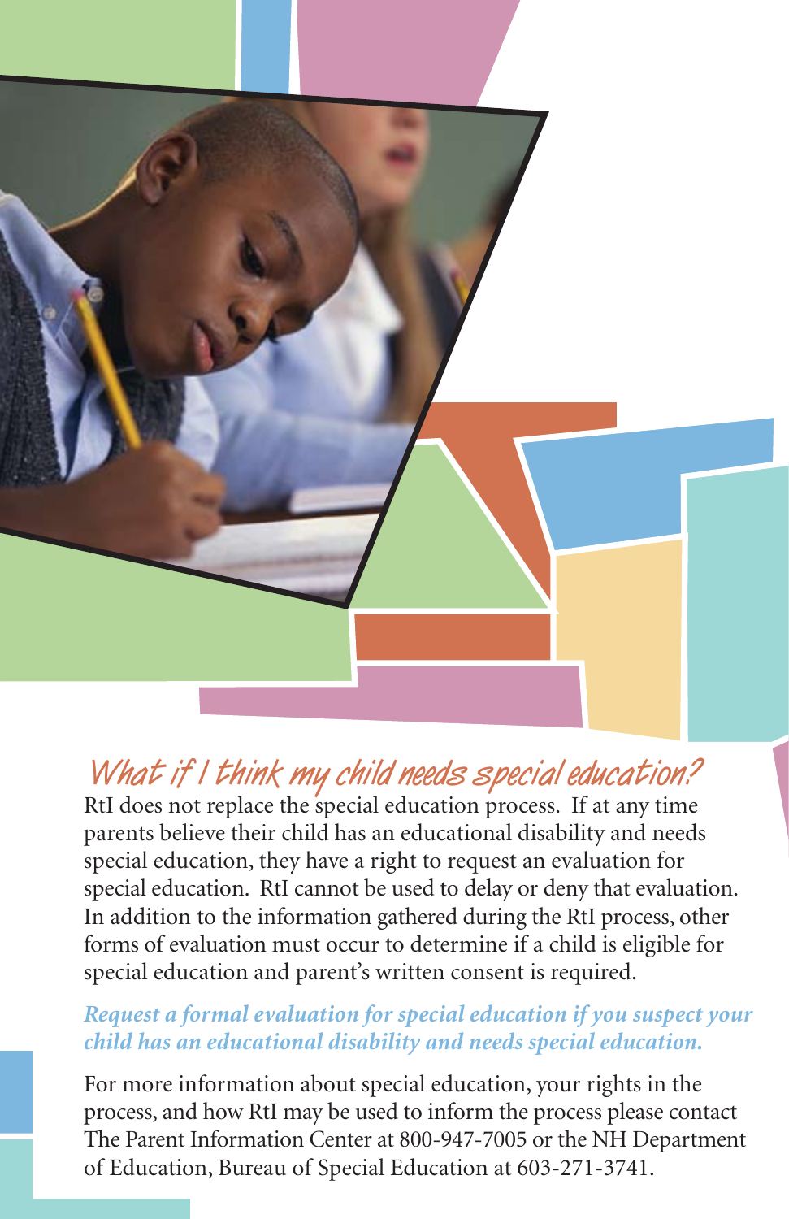## What if I think my child needs special education?

RtI does not replace the special education process. If at any time parents believe their child has an educational disability and needs special education, they have a right to request an evaluation for special education. RtI cannot be used to delay or deny that evaluation. In addition to the information gathered during the RtI process, other forms of evaluation must occur to determine if a child is eligible for special education and parent's written consent is required.

***Request a formal evaluation for special education if you suspect your child has an educational disability and needs special education.***

For more information about special education, your rights in the process, and how RtI may be used to inform the process please contact The Parent Information Center at 800-947-7005 or the NH Department of Education, Bureau of Special Education at 603-271-3741.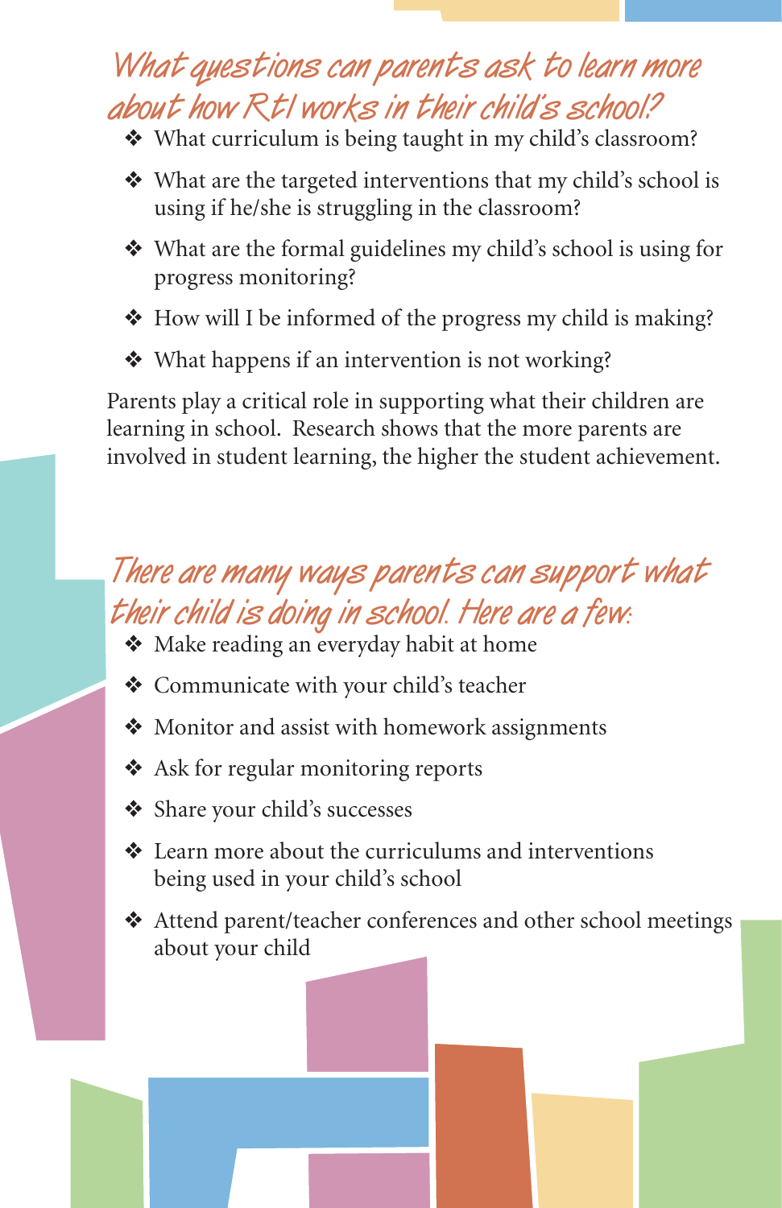## What questions can parents ask to learn more about how RtI works in their child's school?

- What curriculum is being taught in my child's classroom?
- What are the targeted interventions that my child's school is using if he/she is struggling in the classroom?
- What are the formal guidelines my child's school is using for progress monitoring?
- How will I be informed of the progress my child is making?
- What happens if an intervention is not working?

Parents play a critical role in supporting what their children are learning in school. Research shows that the more parents are involved in student learning, the higher the student achievement.

## There are many ways parents can support what their child is doing in school. Here are a few:

- Make reading an everyday habit at home
- Communicate with your child's teacher
- Monitor and assist with homework assignments
- Ask for regular monitoring reports
- Share your child's successes
- Learn more about the curriculums and interventions being used in your child's school
- Attend parent/teacher conferences and other school meetings about your child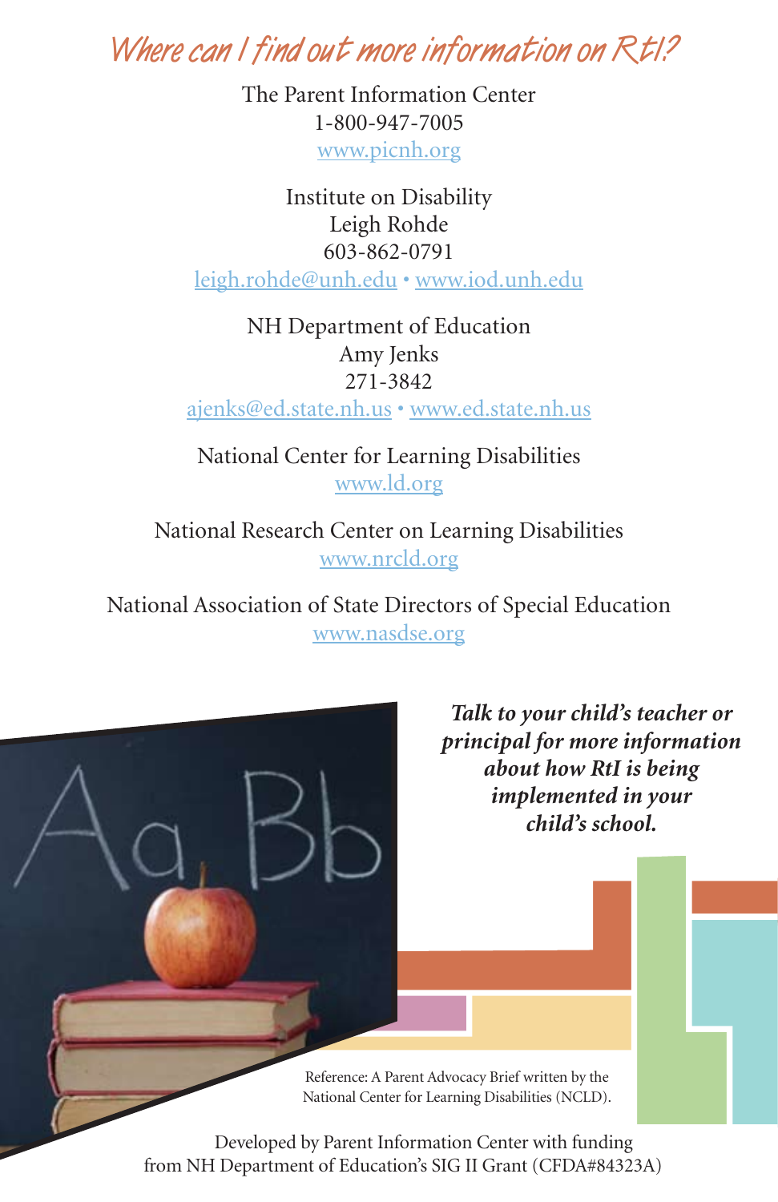# Where can I find out more information on RtI?

The Parent Information Center
1-800-947-7005
www.picnh.org

Institute on Disability
Leigh Rohde
603-862-0791
leigh.rohde@unh.edu • www.iod.unh.edu

NH Department of Education
Amy Jenks
271-3842
ajenks@ed.state.nh.us • www.ed.state.nh.us

National Center for Learning Disabilities
www.ld.org

National Research Center on Learning Disabilities
www.nrcld.org

National Association of State Directors of Special Education
www.nasdse.org

***Talk to your child's teacher or principal for more information about how RtI is being implemented in your child's school.***

Reference: A Parent Advocacy Brief written by the National Center for Learning Disabilities (NCLD).

Developed by Parent Information Center with funding from NH Department of Education's SIG II Grant (CFDA#84323A)